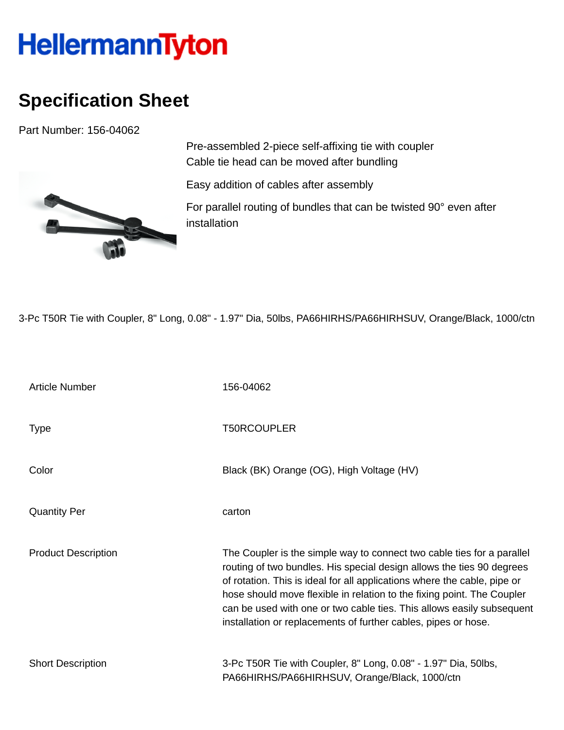# HellermannTyton

## Specification Sheet

Part Number: 156-04062

Pre-assembled 2-piece self-affixing tie with coupler
Cable tie head can be moved after bundling

Easy addition of cables after assembly

For parallel routing of bundles that can be twisted 90° even after installation

3-Pc T50R Tie with Coupler, 8" Long, 0.08" - 1.97" Dia, 50lbs, PA66HIRHS/PA66HIRHSUV, Orange/Black, 1000/ctn

| | |
|---|---|
| Article Number | 156-04062 |
| Type | T50RCOUPLER |
| Color | Black (BK) Orange (OG), High Voltage (HV) |
| Quantity Per | carton |
| Product Description | The Coupler is the simple way to connect two cable ties for a parallel routing of two bundles. His special design allows the ties 90 degrees of rotation. This is ideal for all applications where the cable, pipe or hose should move flexible in relation to the fixing point. The Coupler can be used with one or two cable ties. This allows easily subsequent installation or replacements of further cables, pipes or hose. |
| Short Description | 3-Pc T50R Tie with Coupler, 8" Long, 0.08" - 1.97" Dia, 50lbs, PA66HIRHS/PA66HIRHSUV, Orange/Black, 1000/ctn |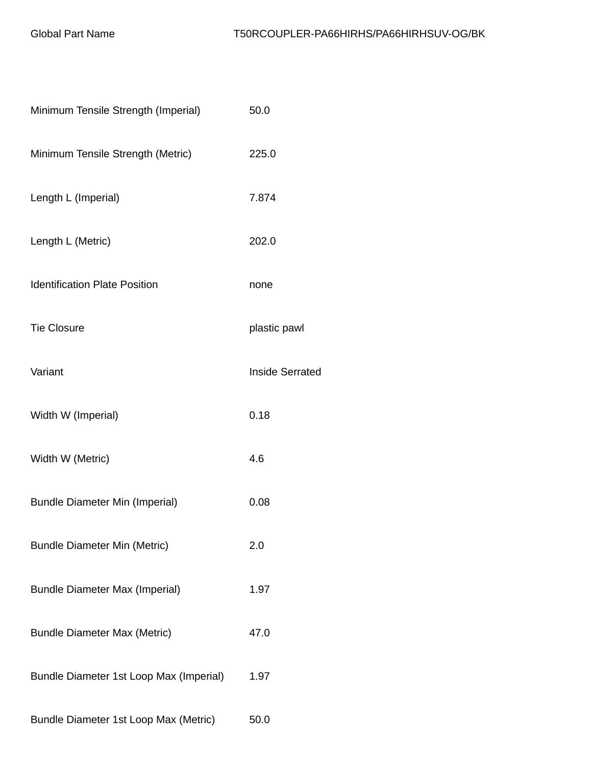| Global Part Name | T50RCOUPLER-PA66HIRHS/PA66HIRHSUV-OG/BK |
| --- | --- |
| Minimum Tensile Strength (Imperial) | 50.0 |
| Minimum Tensile Strength (Metric) | 225.0 |
| Length L (Imperial) | 7.874 |
| Length L (Metric) | 202.0 |
| Identification Plate Position | none |
| Tie Closure | plastic pawl |
| Variant | Inside Serrated |
| Width W (Imperial) | 0.18 |
| Width W (Metric) | 4.6 |
| Bundle Diameter Min (Imperial) | 0.08 |
| Bundle Diameter Min (Metric) | 2.0 |
| Bundle Diameter Max (Imperial) | 1.97 |
| Bundle Diameter Max (Metric) | 47.0 |
| Bundle Diameter 1st Loop Max (Imperial) | 1.97 |
| Bundle Diameter 1st Loop Max (Metric) | 50.0 |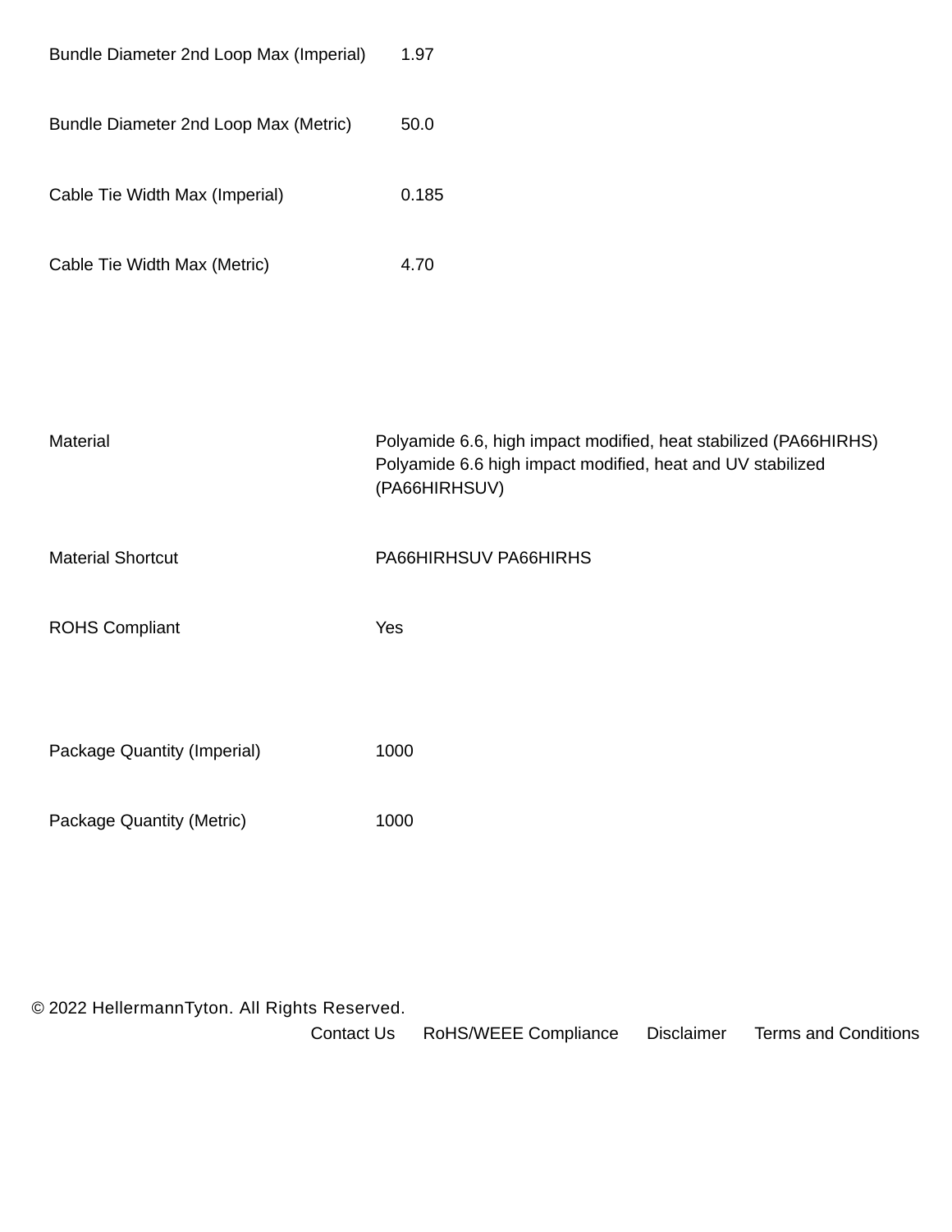| | |
|---|---|
| Bundle Diameter 2nd Loop Max (Imperial) | 1.97 |
| Bundle Diameter 2nd Loop Max (Metric) | 50.0 |
| Cable Tie Width Max (Imperial) | 0.185 |
| Cable Tie Width Max (Metric) | 4.70 |

| | |
|---|---|
| Material | Polyamide 6.6, high impact modified, heat stabilized (PA66HIRHS) Polyamide 6.6 high impact modified, heat and UV stabilized (PA66HIRHSUV) |
| Material Shortcut | PA66HIRHSUV PA66HIRHS |
| ROHS Compliant | Yes |

| | |
|---|---|
| Package Quantity (Imperial) | 1000 |
| Package Quantity (Metric) | 1000 |

© 2022 HellermannTyton. All Rights Reserved.

Contact Us    RoHS/WEEE Compliance    Disclaimer    Terms and Conditions